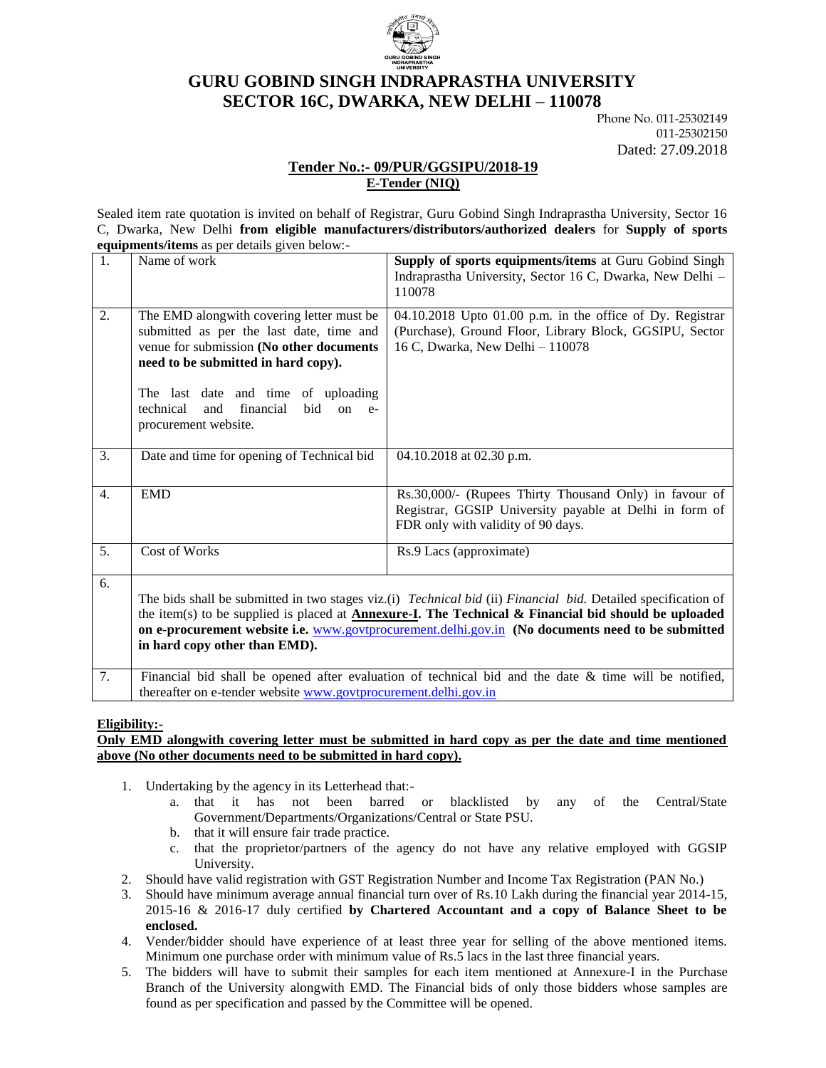# GURU GOBIND SINGH INDRAPRASTHA UNIVERSITY
# SECTOR 16C, DWARKA, NEW DELHI – 110078

Phone No. 011-25302149
011-25302150
Dated: 27.09.2018

## Tender No.:- 09/PUR/GGSIPU/2018-19
## E-Tender (NIQ)

Sealed item rate quotation is invited on behalf of Registrar, Guru Gobind Singh Indraprastha University, Sector 16 C, Dwarka, New Delhi **from eligible manufacturers/distributors/authorized dealers** for **Supply of sports equipments/items** as per details given below:-

| | | |
|---|---|---|
| 1. | Name of work | **Supply of sports equipments/items** at Guru Gobind Singh Indraprastha University, Sector 16 C, Dwarka, New Delhi – 110078 |
| 2. | The EMD alongwith covering letter must be submitted as per the last date, time and venue for submission **(No other documents need to be submitted in hard copy).**<br><br>The last date and time of uploading technical and financial bid on e-procurement website. | 04.10.2018 Upto 01.00 p.m. in the office of Dy. Registrar (Purchase), Ground Floor, Library Block, GGSIPU, Sector 16 C, Dwarka, New Delhi – 110078 |
| 3. | Date and time for opening of Technical bid | 04.10.2018 at 02.30 p.m. |
| 4. | EMD | Rs.30,000/- (Rupees Thirty Thousand Only) in favour of Registrar, GGSIP University payable at Delhi in form of FDR only with validity of 90 days. |
| 5. | Cost of Works | Rs.9 Lacs (approximate) |
| 6. | The bids shall be submitted in two stages viz.(i) *Technical bid* (ii) *Financial bid.* Detailed specification of the item(s) to be supplied is placed at **Annexure-I. The Technical & Financial bid should be uploaded on e-procurement website i.e.** www.govtprocurement.delhi.gov.in **(No documents need to be submitted in hard copy other than EMD).** | |
| 7. | Financial bid shall be opened after evaluation of technical bid and the date & time will be notified, thereafter on e-tender website www.govtprocurement.delhi.gov.in | |

**Eligibility:-**

**Only EMD alongwith covering letter must be submitted in hard copy as per the date and time mentioned above (No other documents need to be submitted in hard copy).**

1. Undertaking by the agency in its Letterhead that:-
   a. that it has not been barred or blacklisted by any of the Central/State Government/Departments/Organizations/Central or State PSU.
   b. that it will ensure fair trade practice.
   c. that the proprietor/partners of the agency do not have any relative employed with GGSIP University.
2. Should have valid registration with GST Registration Number and Income Tax Registration (PAN No.)
3. Should have minimum average annual financial turn over of Rs.10 Lakh during the financial year 2014-15, 2015-16 & 2016-17 duly certified **by Chartered Accountant and a copy of Balance Sheet to be enclosed.**
4. Vender/bidder should have experience of at least three year for selling of the above mentioned items. Minimum one purchase order with minimum value of Rs.5 lacs in the last three financial years.
5. The bidders will have to submit their samples for each item mentioned at Annexure-I in the Purchase Branch of the University alongwith EMD. The Financial bids of only those bidders whose samples are found as per specification and passed by the Committee will be opened.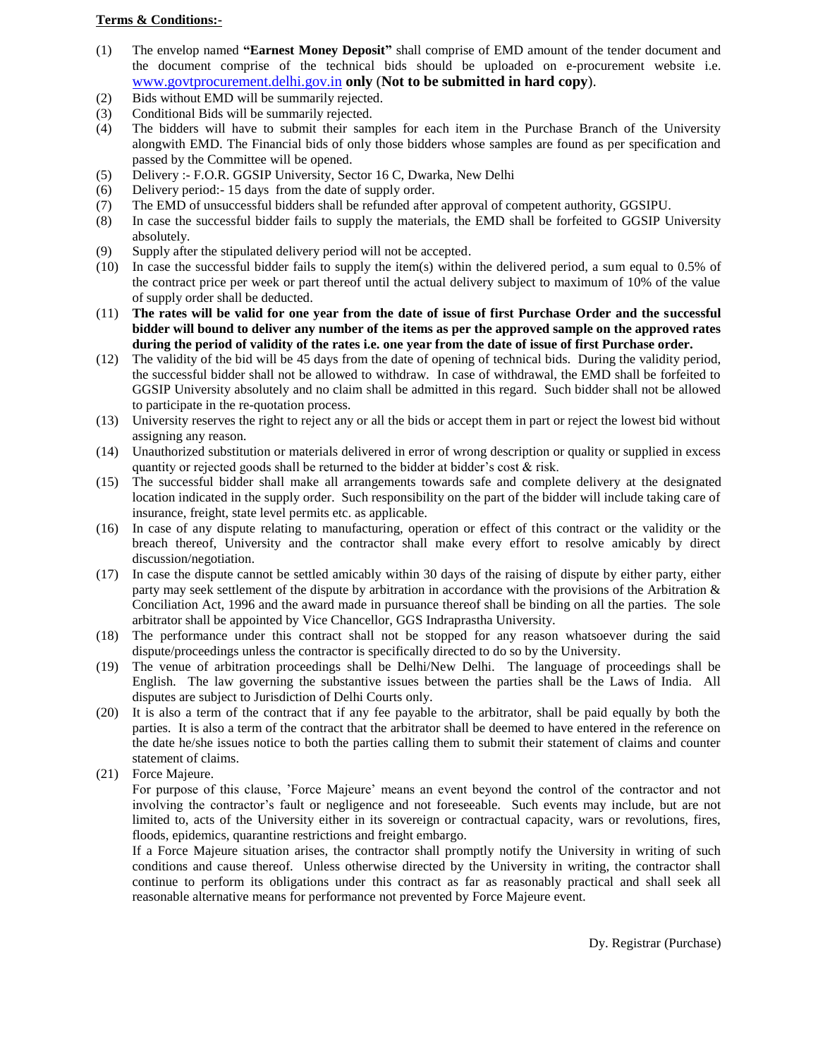**Terms & Conditions:-**

(1) The envelop named **"Earnest Money Deposit"** shall comprise of EMD amount of the tender document and the document comprise of the technical bids should be uploaded on e-procurement website i.e. www.govtprocurement.delhi.gov.in **only** (**Not to be submitted in hard copy**).

(2) Bids without EMD will be summarily rejected.

(3) Conditional Bids will be summarily rejected.

(4) The bidders will have to submit their samples for each item in the Purchase Branch of the University alongwith EMD. The Financial bids of only those bidders whose samples are found as per specification and passed by the Committee will be opened.

(5) Delivery :- F.O.R. GGSIP University, Sector 16 C, Dwarka, New Delhi

(6) Delivery period:- 15 days from the date of supply order.

(7) The EMD of unsuccessful bidders shall be refunded after approval of competent authority, GGSIPU.

(8) In case the successful bidder fails to supply the materials, the EMD shall be forfeited to GGSIP University absolutely.

(9) Supply after the stipulated delivery period will not be accepted.

(10) In case the successful bidder fails to supply the item(s) within the delivered period, a sum equal to 0.5% of the contract price per week or part thereof until the actual delivery subject to maximum of 10% of the value of supply order shall be deducted.

(11) **The rates will be valid for one year from the date of issue of first Purchase Order and the successful bidder will bound to deliver any number of the items as per the approved sample on the approved rates during the period of validity of the rates i.e. one year from the date of issue of first Purchase order.**

(12) The validity of the bid will be 45 days from the date of opening of technical bids. During the validity period, the successful bidder shall not be allowed to withdraw. In case of withdrawal, the EMD shall be forfeited to GGSIP University absolutely and no claim shall be admitted in this regard. Such bidder shall not be allowed to participate in the re-quotation process.

(13) University reserves the right to reject any or all the bids or accept them in part or reject the lowest bid without assigning any reason.

(14) Unauthorized substitution or materials delivered in error of wrong description or quality or supplied in excess quantity or rejected goods shall be returned to the bidder at bidder's cost & risk.

(15) The successful bidder shall make all arrangements towards safe and complete delivery at the designated location indicated in the supply order. Such responsibility on the part of the bidder will include taking care of insurance, freight, state level permits etc. as applicable.

(16) In case of any dispute relating to manufacturing, operation or effect of this contract or the validity or the breach thereof, University and the contractor shall make every effort to resolve amicably by direct discussion/negotiation.

(17) In case the dispute cannot be settled amicably within 30 days of the raising of dispute by either party, either party may seek settlement of the dispute by arbitration in accordance with the provisions of the Arbitration & Conciliation Act, 1996 and the award made in pursuance thereof shall be binding on all the parties. The sole arbitrator shall be appointed by Vice Chancellor, GGS Indraprastha University.

(18) The performance under this contract shall not be stopped for any reason whatsoever during the said dispute/proceedings unless the contractor is specifically directed to do so by the University.

(19) The venue of arbitration proceedings shall be Delhi/New Delhi. The language of proceedings shall be English. The law governing the substantive issues between the parties shall be the Laws of India. All disputes are subject to Jurisdiction of Delhi Courts only.

(20) It is also a term of the contract that if any fee payable to the arbitrator, shall be paid equally by both the parties. It is also a term of the contract that the arbitrator shall be deemed to have entered in the reference on the date he/she issues notice to both the parties calling them to submit their statement of claims and counter statement of claims.

(21) Force Majeure.

For purpose of this clause, 'Force Majeure' means an event beyond the control of the contractor and not involving the contractor's fault or negligence and not foreseeable. Such events may include, but are not limited to, acts of the University either in its sovereign or contractual capacity, wars or revolutions, fires, floods, epidemics, quarantine restrictions and freight embargo.

If a Force Majeure situation arises, the contractor shall promptly notify the University in writing of such conditions and cause thereof. Unless otherwise directed by the University in writing, the contractor shall continue to perform its obligations under this contract as far as reasonably practical and shall seek all reasonable alternative means for performance not prevented by Force Majeure event.

Dy. Registrar (Purchase)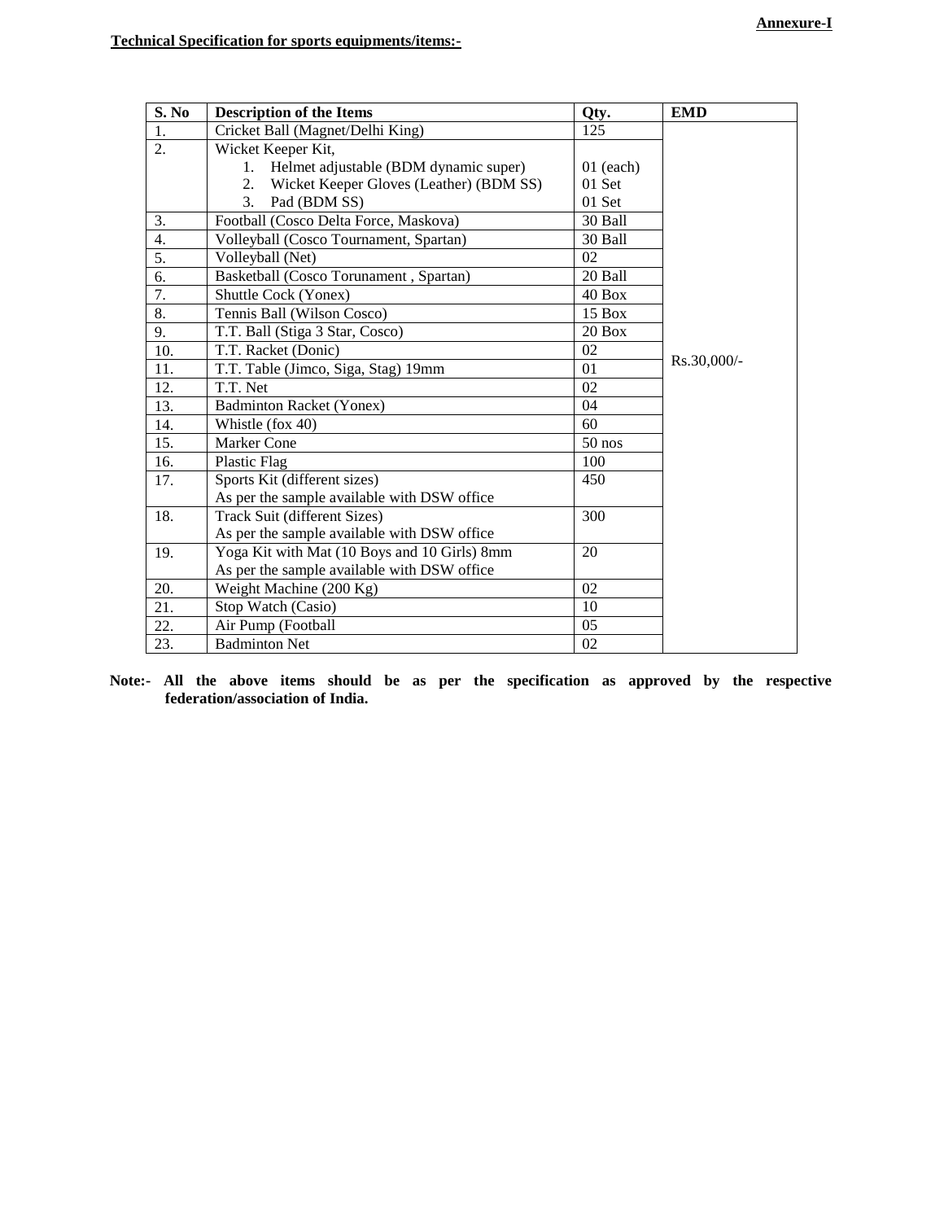**Annexure-I**

**Technical Specification for sports equipments/items:-**

| S. No | Description of the Items | Qty. | EMD |
|---|---|---|---|
| 1. | Cricket Ball (Magnet/Delhi King) | 125 | Rs.30,000/- |
| 2. | Wicket Keeper Kit,<br>1. Helmet adjustable (BDM dynamic super)<br>2. Wicket Keeper Gloves (Leather) (BDM SS)<br>3. Pad (BDM SS) | <br>01 (each)<br>01 Set<br>01 Set | |
| 3. | Football (Cosco Delta Force, Maskova) | 30 Ball | |
| 4. | Volleyball (Cosco Tournament, Spartan) | 30 Ball | |
| 5. | Volleyball (Net) | 02 | |
| 6. | Basketball (Cosco Torunament , Spartan) | 20 Ball | |
| 7. | Shuttle Cock (Yonex) | 40 Box | |
| 8. | Tennis Ball (Wilson Cosco) | 15 Box | |
| 9. | T.T. Ball (Stiga 3 Star, Cosco) | 20 Box | |
| 10. | T.T. Racket (Donic) | 02 | |
| 11. | T.T. Table (Jimco, Siga, Stag) 19mm | 01 | |
| 12. | T.T. Net | 02 | |
| 13. | Badminton Racket (Yonex) | 04 | |
| 14. | Whistle (fox 40) | 60 | |
| 15. | Marker Cone | 50 nos | |
| 16. | Plastic Flag | 100 | |
| 17. | Sports Kit (different sizes)<br>As per the sample available with DSW office | 450 | |
| 18. | Track Suit (different Sizes)<br>As per the sample available with DSW office | 300 | |
| 19. | Yoga Kit with Mat (10 Boys and 10 Girls) 8mm<br>As per the sample available with DSW office | 20 | |
| 20. | Weight Machine (200 Kg) | 02 | |
| 21. | Stop Watch (Casio) | 10 | |
| 22. | Air Pump (Football | 05 | |
| 23. | Badminton Net | 02 | |

**Note:- All the above items should be as per the specification as approved by the respective federation/association of India.**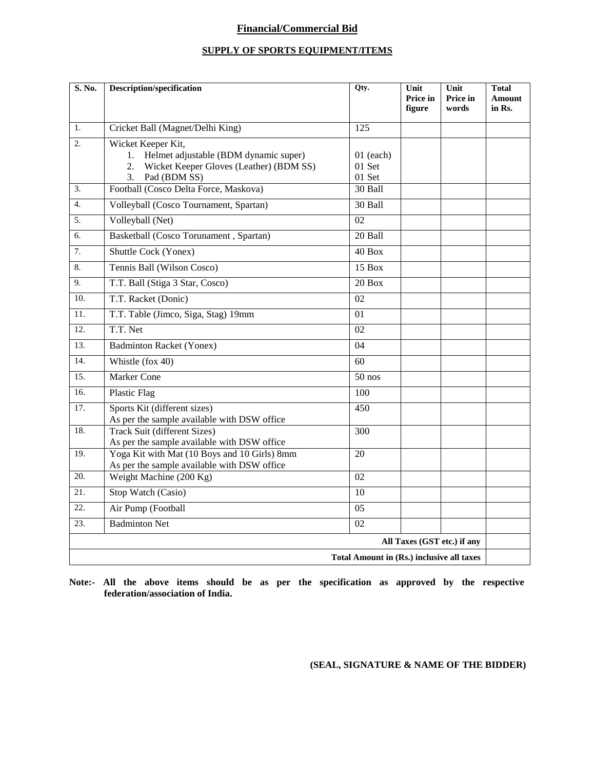# Financial/Commercial Bid

## SUPPLY OF SPORTS EQUIPMENT/ITEMS

| S. No. | Description/specification | Qty. | Unit Price in figure | Unit Price in words | Total Amount in Rs. |
|---|---|---|---|---|---|
| 1. | Cricket Ball (Magnet/Delhi King) | 125 | | | |
| 2. | Wicket Keeper Kit,<br>1. Helmet adjustable (BDM dynamic super)<br>2. Wicket Keeper Gloves (Leather) (BDM SS)<br>3. Pad (BDM SS) | 01 (each)<br>01 Set<br>01 Set | | | |
| 3. | Football (Cosco Delta Force, Maskova) | 30 Ball | | | |
| 4. | Volleyball (Cosco Tournament, Spartan) | 30 Ball | | | |
| 5. | Volleyball (Net) | 02 | | | |
| 6. | Basketball (Cosco Torunament , Spartan) | 20 Ball | | | |
| 7. | Shuttle Cock (Yonex) | 40 Box | | | |
| 8. | Tennis Ball (Wilson Cosco) | 15 Box | | | |
| 9. | T.T. Ball (Stiga 3 Star, Cosco) | 20 Box | | | |
| 10. | T.T. Racket (Donic) | 02 | | | |
| 11. | T.T. Table (Jimco, Siga, Stag) 19mm | 01 | | | |
| 12. | T.T. Net | 02 | | | |
| 13. | Badminton Racket (Yonex) | 04 | | | |
| 14. | Whistle (fox 40) | 60 | | | |
| 15. | Marker Cone | 50 nos | | | |
| 16. | Plastic Flag | 100 | | | |
| 17. | Sports Kit (different sizes)<br>As per the sample available with DSW office | 450 | | | |
| 18. | Track Suit (different Sizes)<br>As per the sample available with DSW office | 300 | | | |
| 19. | Yoga Kit with Mat (10 Boys and 10 Girls) 8mm<br>As per the sample available with DSW office | 20 | | | |
| 20. | Weight Machine (200 Kg) | 02 | | | |
| 21. | Stop Watch (Casio) | 10 | | | |
| 22. | Air Pump (Football | 05 | | | |
| 23. | Badminton Net | 02 | | | |
| | | | | **All Taxes (GST etc.) if any** | |
| | | | | **Total Amount in (Rs.) inclusive all taxes** | |

**Note:- All the above items should be as per the specification as approved by the respective federation/association of India.**

**(SEAL, SIGNATURE & NAME OF THE BIDDER)**